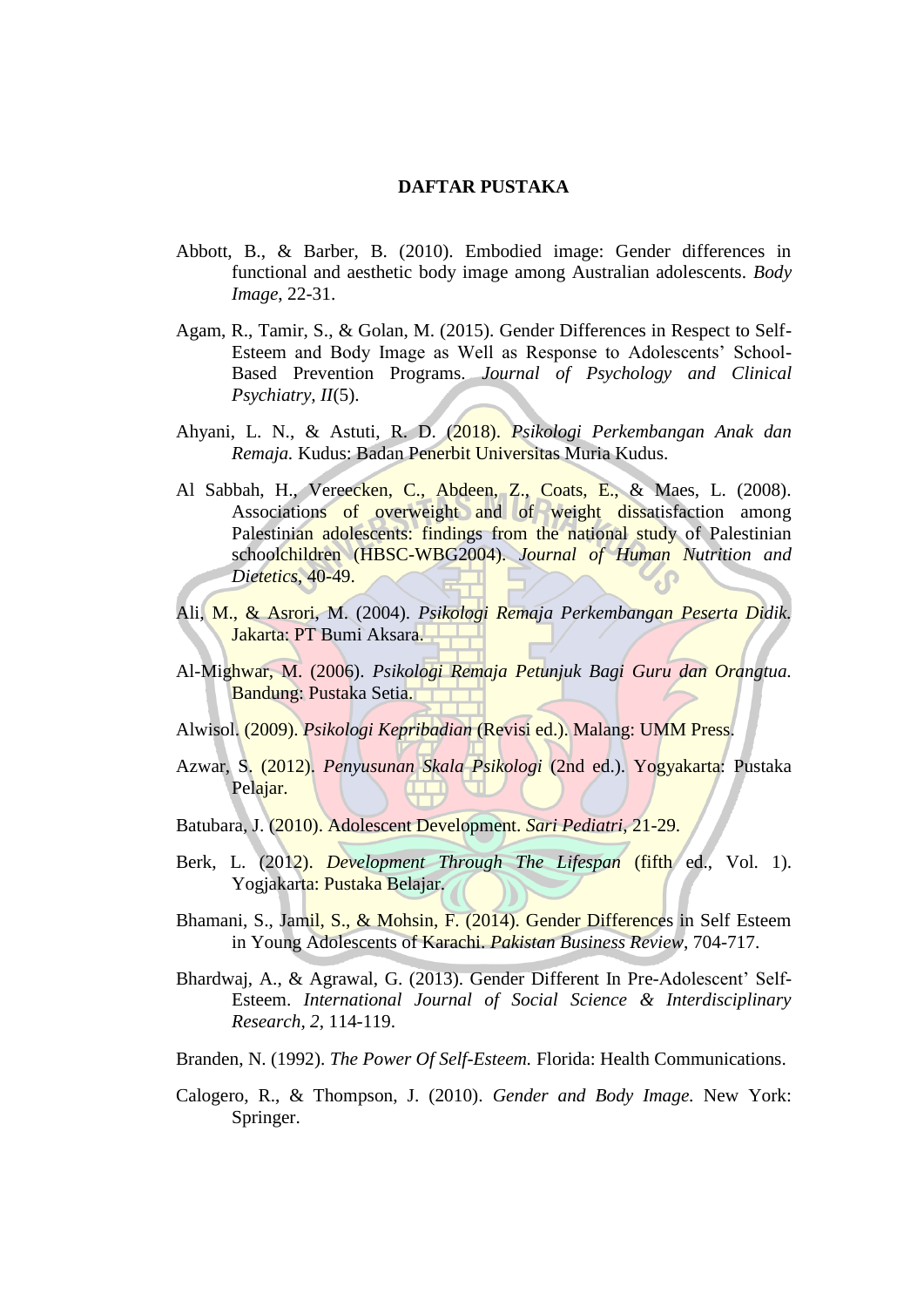# DAFTAR PUSTAKA

Abbott, B., & Barber, B. (2010). Embodied image: Gender differences in functional and aesthetic body image among Australian adolescents. *Body Image*, 22-31.

Agam, R., Tamir, S., & Golan, M. (2015). Gender Differences in Respect to Self-Esteem and Body Image as Well as Response to Adolescents' School-Based Prevention Programs. *Journal of Psychology and Clinical Psychiatry, II*(5).

Ahyani, L. N., & Astuti, R. D. (2018). *Psikologi Perkembangan Anak dan Remaja.* Kudus: Badan Penerbit Universitas Muria Kudus.

Al Sabbah, H., Vereecken, C., Abdeen, Z., Coats, E., & Maes, L. (2008). Associations of overweight and of weight dissatisfaction among Palestinian adolescents: findings from the national study of Palestinian schoolchildren (HBSC-WBG2004). *Journal of Human Nutrition and Dietetics*, 40-49.

Ali, M., & Asrori, M. (2004). *Psikologi Remaja Perkembangan Peserta Didik.* Jakarta: PT Bumi Aksara.

Al-Mighwar, M. (2006). *Psikologi Remaja Petunjuk Bagi Guru dan Orangtua.* Bandung: Pustaka Setia.

Alwisol. (2009). *Psikologi Kepribadian* (Revisi ed.). Malang: UMM Press.

Azwar, S. (2012). *Penyusunan Skala Psikologi* (2nd ed.). Yogyakarta: Pustaka Pelajar.

Batubara, J. (2010). Adolescent Development. *Sari Pediatri*, 21-29.

Berk, L. (2012). *Development Through The Lifespan* (fifth ed., Vol. 1). Yogjakarta: Pustaka Belajar.

Bhamani, S., Jamil, S., & Mohsin, F. (2014). Gender Differences in Self Esteem in Young Adolescents of Karachi. *Pakistan Business Review*, 704-717.

Bhardwaj, A., & Agrawal, G. (2013). Gender Different In Pre-Adolescent' Self-Esteem. *International Journal of Social Science & Interdisciplinary Research*, *2*, 114-119.

Branden, N. (1992). *The Power Of Self-Esteem.* Florida: Health Communications.

Calogero, R., & Thompson, J. (2010). *Gender and Body Image.* New York: Springer.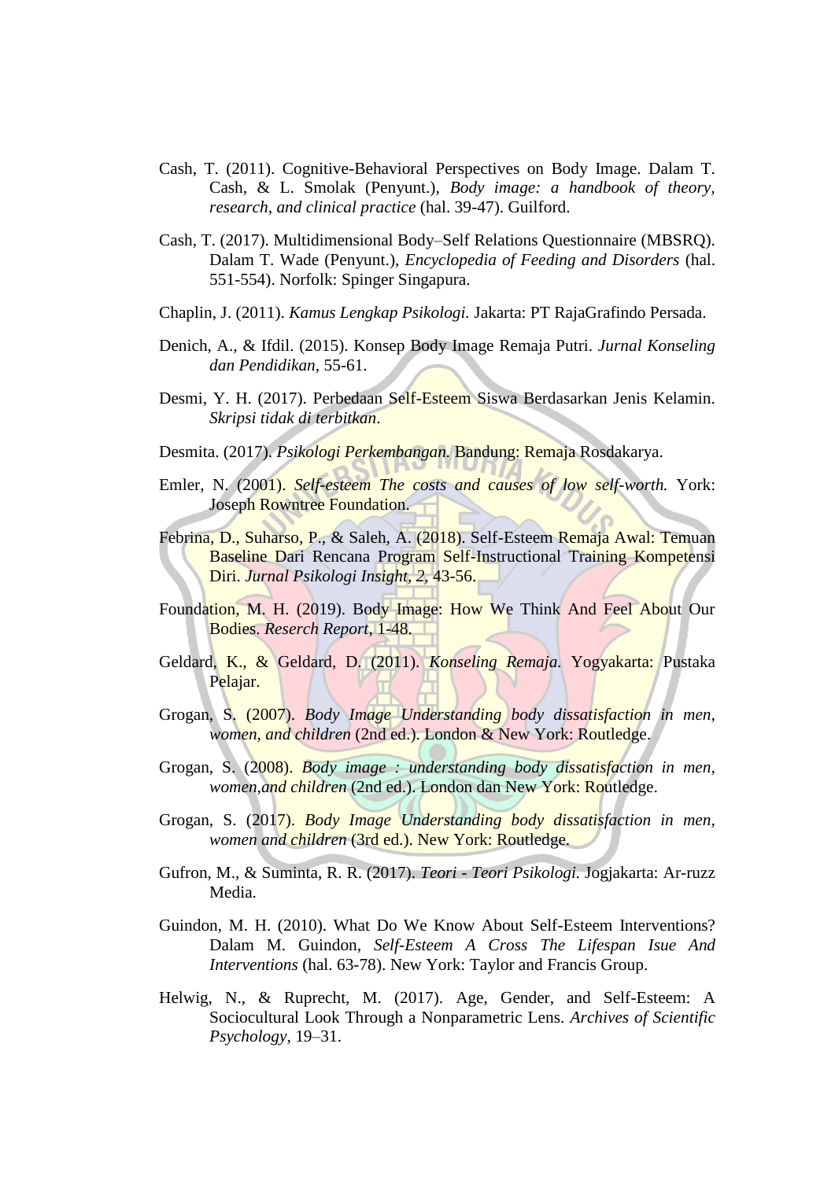Cash, T. (2011). Cognitive-Behavioral Perspectives on Body Image. Dalam T. Cash, & L. Smolak (Penyunt.), *Body image: a handbook of theory, research, and clinical practice* (hal. 39-47). Guilford.

Cash, T. (2017). Multidimensional Body–Self Relations Questionnaire (MBSRQ). Dalam T. Wade (Penyunt.), *Encyclopedia of Feeding and Disorders* (hal. 551-554). Norfolk: Spinger Singapura.

Chaplin, J. (2011). *Kamus Lengkap Psikologi.* Jakarta: PT RajaGrafindo Persada.

Denich, A., & Ifdil. (2015). Konsep Body Image Remaja Putri. *Jurnal Konseling dan Pendidikan*, 55-61.

Desmi, Y. H. (2017). Perbedaan Self-Esteem Siswa Berdasarkan Jenis Kelamin. *Skripsi tidak di terbitkan*.

Desmita. (2017). *Psikologi Perkembangan.* Bandung: Remaja Rosdakarya.

Emler, N. (2001). *Self-esteem The costs and causes of low self-worth.* York: Joseph Rowntree Foundation.

Febrina, D., Suharso, P., & Saleh, A. (2018). Self-Esteem Remaja Awal: Temuan Baseline Dari Rencana Program Self-Instructional Training Kompetensi Diri. *Jurnal Psikologi Insight, 2*, 43-56.

Foundation, M. H. (2019). Body Image: How We Think And Feel About Our Bodies. *Reserch Report*, 1-48.

Geldard, K., & Geldard, D. (2011). *Konseling Remaja.* Yogyakarta: Pustaka Pelajar.

Grogan, S. (2007). *Body Image Understanding body dissatisfaction in men, women, and children* (2nd ed.). London & New York: Routledge.

Grogan, S. (2008). *Body image : understanding body dissatisfaction in men, women,and children* (2nd ed.). London dan New York: Routledge.

Grogan, S. (2017). *Body Image Understanding body dissatisfaction in men, women and children* (3rd ed.). New York: Routledge.

Gufron, M., & Suminta, R. R. (2017). *Teori - Teori Psikologi.* Jogjakarta: Ar-ruzz Media.

Guindon, M. H. (2010). What Do We Know About Self-Esteem Interventions? Dalam M. Guindon, *Self-Esteem A Cross The Lifespan Isue And Interventions* (hal. 63-78). New York: Taylor and Francis Group.

Helwig, N., & Ruprecht, M. (2017). Age, Gender, and Self-Esteem: A Sociocultural Look Through a Nonparametric Lens. *Archives of Scientific Psychology*, 19–31.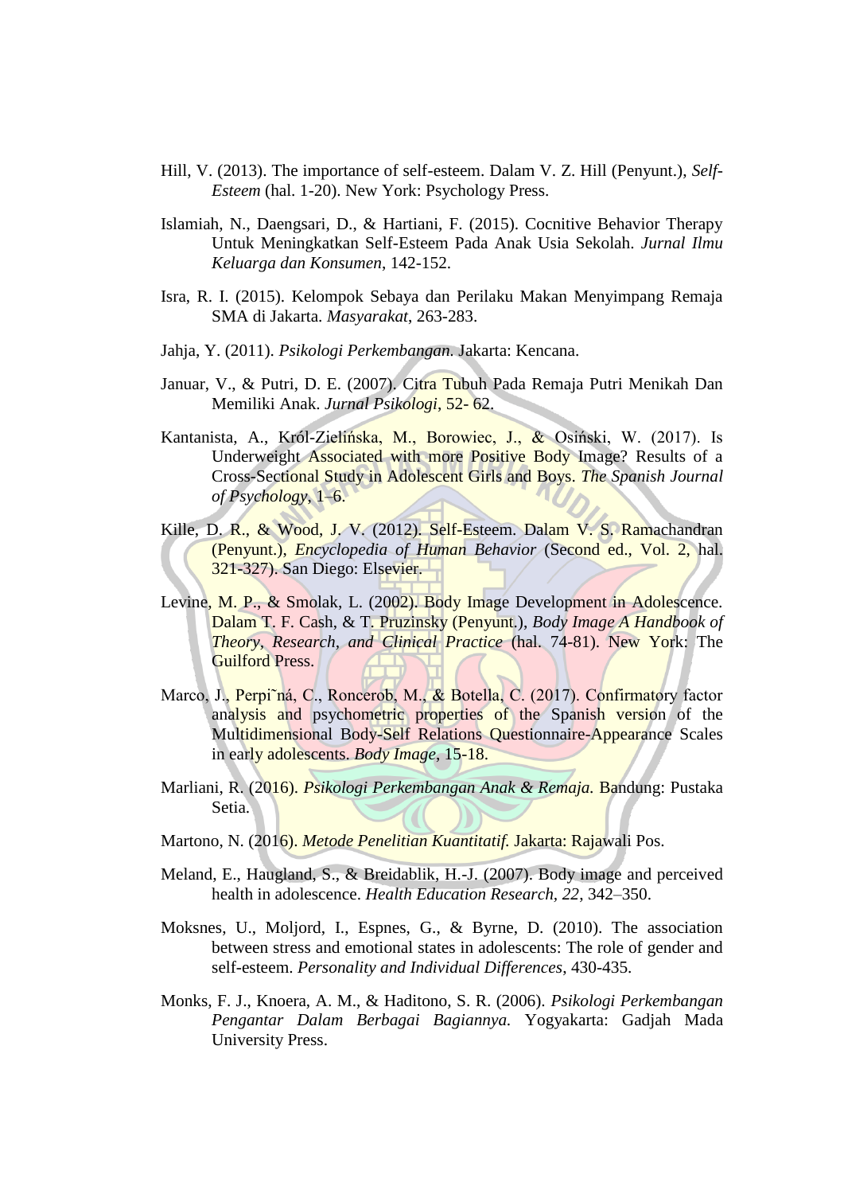Hill, V. (2013). The importance of self-esteem. Dalam V. Z. Hill (Penyunt.), *Self-Esteem* (hal. 1-20). New York: Psychology Press.

Islamiah, N., Daengsari, D., & Hartiani, F. (2015). Cocnitive Behavior Therapy Untuk Meningkatkan Self-Esteem Pada Anak Usia Sekolah. *Jurnal Ilmu Keluarga dan Konsumen*, 142-152.

Isra, R. I. (2015). Kelompok Sebaya dan Perilaku Makan Menyimpang Remaja SMA di Jakarta. *Masyarakat*, 263-283.

Jahja, Y. (2011). *Psikologi Perkembangan*. Jakarta: Kencana.

Januar, V., & Putri, D. E. (2007). Citra Tubuh Pada Remaja Putri Menikah Dan Memiliki Anak. *Jurnal Psikologi*, 52- 62.

Kantanista, A., Król-Zielińska, M., Borowiec, J., & Osiński, W. (2017). Is Underweight Associated with more Positive Body Image? Results of a Cross-Sectional Study in Adolescent Girls and Boys. *The Spanish Journal of Psychology*, 1–6.

Kille, D. R., & Wood, J. V. (2012). Self-Esteem. Dalam V. S. Ramachandran (Penyunt.), *Encyclopedia of Human Behavior* (Second ed., Vol. 2, hal. 321-327). San Diego: Elsevier.

Levine, M. P., & Smolak, L. (2002). Body Image Development in Adolescence. Dalam T. F. Cash, & T. Pruzinsky (Penyunt.), *Body Image A Handbook of Theory, Research, and Clinical Practice* (hal. 74-81). New York: The Guilford Press.

Marco, J., Perpi˜ná, C., Roncerob, M., & Botella, C. (2017). Confirmatory factor analysis and psychometric properties of the Spanish version of the Multidimensional Body-Self Relations Questionnaire-Appearance Scales in early adolescents. *Body Image*, 15-18.

Marliani, R. (2016). *Psikologi Perkembangan Anak & Remaja.* Bandung: Pustaka Setia.

Martono, N. (2016). *Metode Penelitian Kuantitatif.* Jakarta: Rajawali Pos.

Meland, E., Haugland, S., & Breidablik, H.-J. (2007). Body image and perceived health in adolescence. *Health Education Research, 22*, 342–350.

Moksnes, U., Moljord, I., Espnes, G., & Byrne, D. (2010). The association between stress and emotional states in adolescents: The role of gender and self-esteem. *Personality and Individual Differences*, 430-435.

Monks, F. J., Knoera, A. M., & Haditono, S. R. (2006). *Psikologi Perkembangan Pengantar Dalam Berbagai Bagiannya.* Yogyakarta: Gadjah Mada University Press.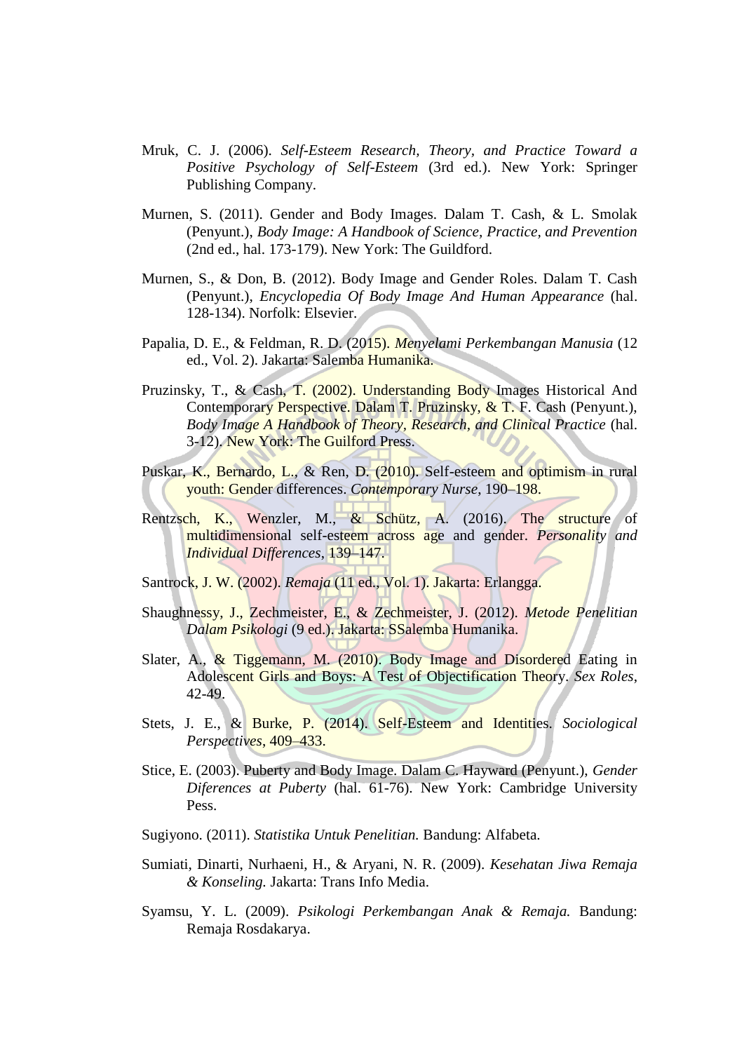Mruk, C. J. (2006). *Self-Esteem Research, Theory, and Practice Toward a Positive Psychology of Self-Esteem* (3rd ed.). New York: Springer Publishing Company.

Murnen, S. (2011). Gender and Body Images. Dalam T. Cash, & L. Smolak (Penyunt.), *Body Image: A Handbook of Science, Practice, and Prevention* (2nd ed., hal. 173-179). New York: The Guildford.

Murnen, S., & Don, B. (2012). Body Image and Gender Roles. Dalam T. Cash (Penyunt.), *Encyclopedia Of Body Image And Human Appearance* (hal. 128-134). Norfolk: Elsevier.

Papalia, D. E., & Feldman, R. D. (2015). *Menyelami Perkembangan Manusia* (12 ed., Vol. 2). Jakarta: Salemba Humanika.

Pruzinsky, T., & Cash, T. (2002). Understanding Body Images Historical And Contemporary Perspective. Dalam T. Pruzinsky, & T. F. Cash (Penyunt.), *Body Image A Handbook of Theory, Research, and Clinical Practice* (hal. 3-12). New York: The Guilford Press.

Puskar, K., Bernardo, L., & Ren, D. (2010). Self-esteem and optimism in rural youth: Gender differences. *Contemporary Nurse*, 190–198.

Rentzsch, K., Wenzler, M., & Schütz, A. (2016). The structure of multidimensional self-esteem across age and gender. *Personality and Individual Differences*, 139–147.

Santrock, J. W. (2002). *Remaja* (11 ed., Vol. 1). Jakarta: Erlangga.

Shaughnessy, J., Zechmeister, E., & Zechmeister, J. (2012). *Metode Penelitian Dalam Psikologi* (9 ed.). Jakarta: SSalemba Humanika.

Slater, A., & Tiggemann, M. (2010). Body Image and Disordered Eating in Adolescent Girls and Boys: A Test of Objectification Theory. *Sex Roles*, 42-49.

Stets, J. E., & Burke, P. (2014). Self-Esteem and Identities. *Sociological Perspectives*, 409–433.

Stice, E. (2003). Puberty and Body Image. Dalam C. Hayward (Penyunt.), *Gender Diferences at Puberty* (hal. 61-76). New York: Cambridge University Pess.

Sugiyono. (2011). *Statistika Untuk Penelitian.* Bandung: Alfabeta.

Sumiati, Dinarti, Nurhaeni, H., & Aryani, N. R. (2009). *Kesehatan Jiwa Remaja & Konseling.* Jakarta: Trans Info Media.

Syamsu, Y. L. (2009). *Psikologi Perkembangan Anak & Remaja.* Bandung: Remaja Rosdakarya.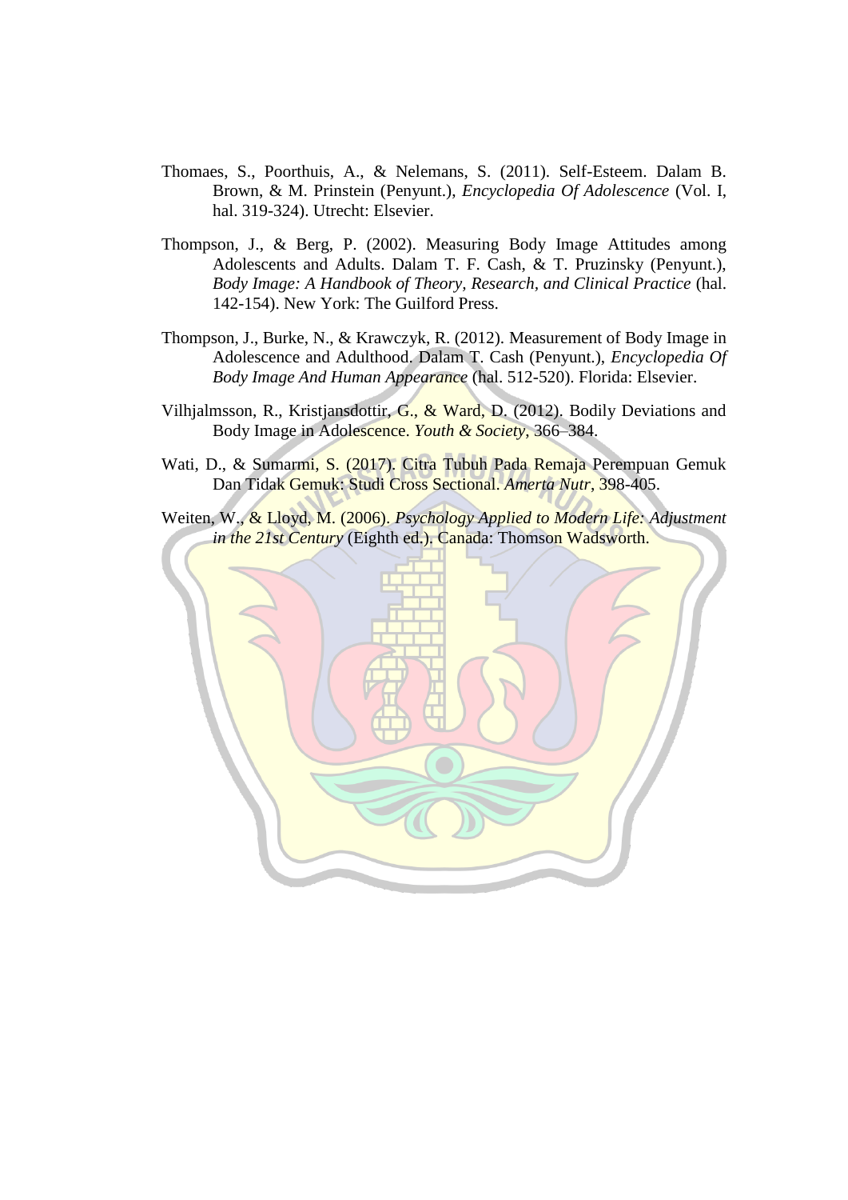Thomaes, S., Poorthuis, A., & Nelemans, S. (2011). Self-Esteem. Dalam B. Brown, & M. Prinstein (Penyunt.), *Encyclopedia Of Adolescence* (Vol. I, hal. 319-324). Utrecht: Elsevier.

Thompson, J., & Berg, P. (2002). Measuring Body Image Attitudes among Adolescents and Adults. Dalam T. F. Cash, & T. Pruzinsky (Penyunt.), *Body Image: A Handbook of Theory, Research, and Clinical Practice* (hal. 142-154). New York: The Guilford Press.

Thompson, J., Burke, N., & Krawczyk, R. (2012). Measurement of Body Image in Adolescence and Adulthood. Dalam T. Cash (Penyunt.), *Encyclopedia Of Body Image And Human Appearance* (hal. 512-520). Florida: Elsevier.

Vilhjalmsson, R., Kristjansdottir, G., & Ward, D. (2012). Bodily Deviations and Body Image in Adolescence. *Youth & Society*, 366–384.

Wati, D., & Sumarmi, S. (2017). Citra Tubuh Pada Remaja Perempuan Gemuk Dan Tidak Gemuk: Studi Cross Sectional. *Amerta Nutr*, 398-405.

Weiten, W., & Lloyd, M. (2006). *Psychology Applied to Modern Life: Adjustment in the 21st Century* (Eighth ed.). Canada: Thomson Wadsworth.